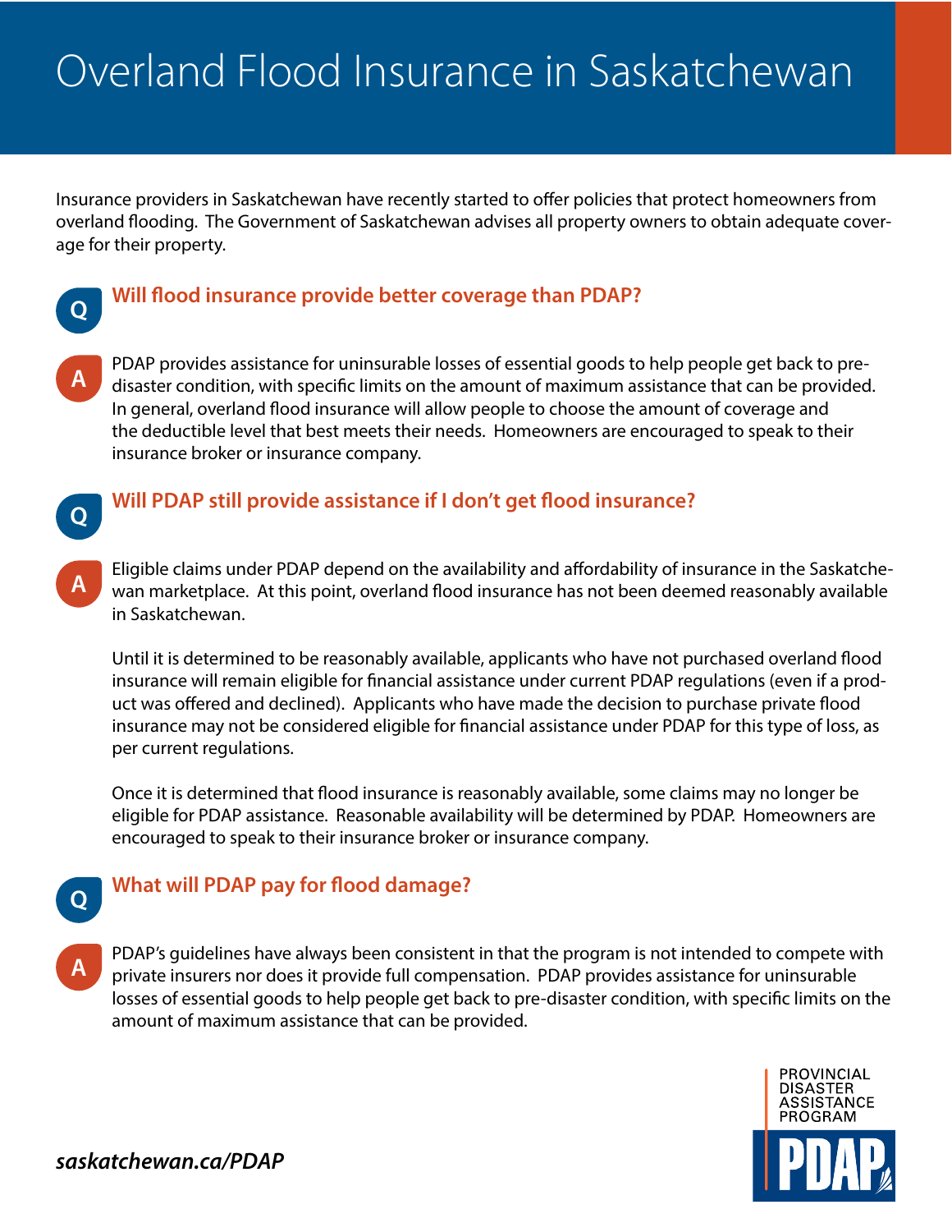# Overland Flood Insurance in Saskatchewan

Insurance providers in Saskatchewan have recently started to offer policies that protect homeowners from overland flooding. The Government of Saskatchewan advises all property owners to obtain adequate coverage for their property.

## Q: Will flood insurance provide better coverage than PDAP?

**A:** PDAP provides assistance for uninsurable losses of essential goods to help people get back to pre-disaster condition, with specific limits on the amount of maximum assistance that can be provided. In general, overland flood insurance will allow people to choose the amount of coverage and the deductible level that best meets their needs. Homeowners are encouraged to speak to their insurance broker or insurance company.

## Q: Will PDAP still provide assistance if I don't get flood insurance?

**A:** Eligible claims under PDAP depend on the availability and affordability of insurance in the Saskatchewan marketplace. At this point, overland flood insurance has not been deemed reasonably available in Saskatchewan.

Until it is determined to be reasonably available, applicants who have not purchased overland flood insurance will remain eligible for financial assistance under current PDAP regulations (even if a product was offered and declined). Applicants who have made the decision to purchase private flood insurance may not be considered eligible for financial assistance under PDAP for this type of loss, as per current regulations.

Once it is determined that flood insurance is reasonably available, some claims may no longer be eligible for PDAP assistance. Reasonable availability will be determined by PDAP. Homeowners are encouraged to speak to their insurance broker or insurance company.

## Q: What will PDAP pay for flood damage?

**A:** PDAP's guidelines have always been consistent in that the program is not intended to compete with private insurers nor does it provide full compensation. PDAP provides assistance for uninsurable losses of essential goods to help people get back to pre-disaster condition, with specific limits on the amount of maximum assistance that can be provided.

***saskatchewan.ca/PDAP***

PROVINCIAL DISASTER ASSISTANCE PROGRAM
PDAP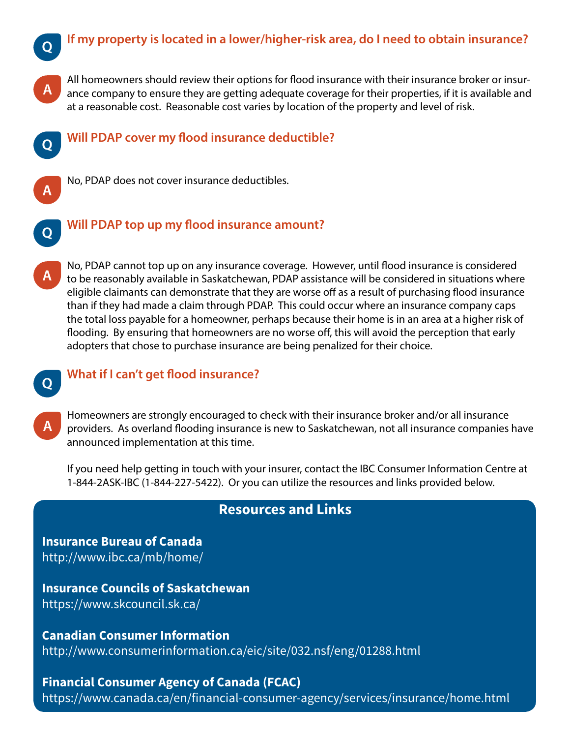**Q** **If my property is located in a lower/higher-risk area, do I need to obtain insurance?**

**A** All homeowners should review their options for flood insurance with their insurance broker or insurance company to ensure they are getting adequate coverage for their properties, if it is available and at a reasonable cost. Reasonable cost varies by location of the property and level of risk.

**Q** **Will PDAP cover my flood insurance deductible?**

**A** No, PDAP does not cover insurance deductibles.

**Q** **Will PDAP top up my flood insurance amount?**

**A** No, PDAP cannot top up on any insurance coverage. However, until flood insurance is considered to be reasonably available in Saskatchewan, PDAP assistance will be considered in situations where eligible claimants can demonstrate that they are worse off as a result of purchasing flood insurance than if they had made a claim through PDAP. This could occur where an insurance company caps the total loss payable for a homeowner, perhaps because their home is in an area at a higher risk of flooding. By ensuring that homeowners are no worse off, this will avoid the perception that early adopters that chose to purchase insurance are being penalized for their choice.

**Q** **What if I can't get flood insurance?**

**A** Homeowners are strongly encouraged to check with their insurance broker and/or all insurance providers. As overland flooding insurance is new to Saskatchewan, not all insurance companies have announced implementation at this time.

If you need help getting in touch with your insurer, contact the IBC Consumer Information Centre at 1-844-2ASK-IBC (1-844-227-5422). Or you can utilize the resources and links provided below.

## Resources and Links

**Insurance Bureau of Canada**
http://www.ibc.ca/mb/home/

**Insurance Councils of Saskatchewan**
https://www.skcouncil.sk.ca/

**Canadian Consumer Information**
http://www.consumerinformation.ca/eic/site/032.nsf/eng/01288.html

**Financial Consumer Agency of Canada (FCAC)**
https://www.canada.ca/en/financial-consumer-agency/services/insurance/home.html